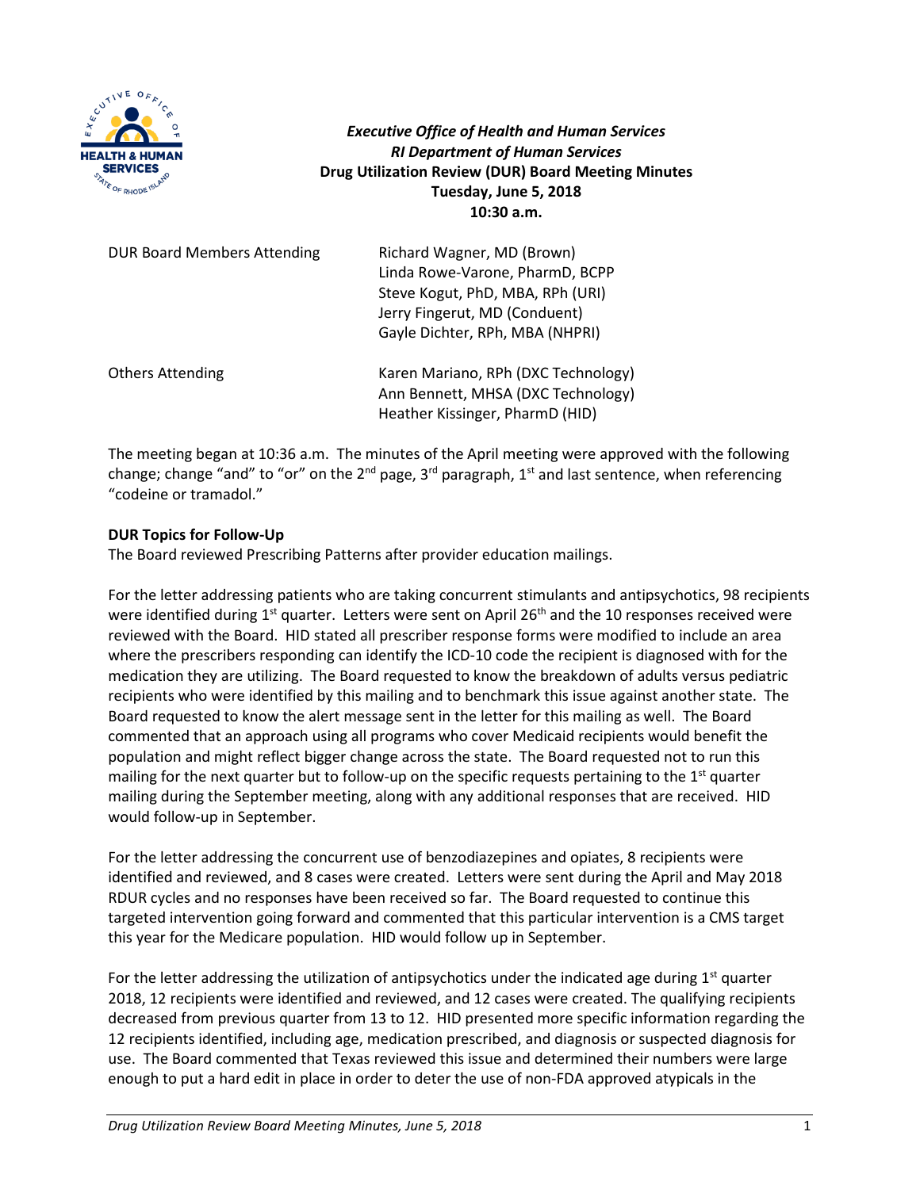***Executive Office of Health and Human Services***
***RI Department of Human Services***
**Drug Utilization Review (DUR) Board Meeting Minutes**
**Tuesday, June 5, 2018**
**10:30 a.m.**

| | |
|---|---|
| DUR Board Members Attending | Richard Wagner, MD (Brown)<br>Linda Rowe-Varone, PharmD, BCPP<br>Steve Kogut, PhD, MBA, RPh (URI)<br>Jerry Fingerut, MD (Conduent)<br>Gayle Dichter, RPh, MBA (NHPRI) |
| Others Attending | Karen Mariano, RPh (DXC Technology)<br>Ann Bennett, MHSA (DXC Technology)<br>Heather Kissinger, PharmD (HID) |

The meeting began at 10:36 a.m. The minutes of the April meeting were approved with the following change; change "and" to "or" on the 2nd page, 3rd paragraph, 1st and last sentence, when referencing "codeine or tramadol."

**DUR Topics for Follow-Up**

The Board reviewed Prescribing Patterns after provider education mailings.

For the letter addressing patients who are taking concurrent stimulants and antipsychotics, 98 recipients were identified during 1st quarter. Letters were sent on April 26th and the 10 responses received were reviewed with the Board. HID stated all prescriber response forms were modified to include an area where the prescribers responding can identify the ICD-10 code the recipient is diagnosed with for the medication they are utilizing. The Board requested to know the breakdown of adults versus pediatric recipients who were identified by this mailing and to benchmark this issue against another state. The Board requested to know the alert message sent in the letter for this mailing as well. The Board commented that an approach using all programs who cover Medicaid recipients would benefit the population and might reflect bigger change across the state. The Board requested not to run this mailing for the next quarter but to follow-up on the specific requests pertaining to the 1st quarter mailing during the September meeting, along with any additional responses that are received. HID would follow-up in September.

For the letter addressing the concurrent use of benzodiazepines and opiates, 8 recipients were identified and reviewed, and 8 cases were created. Letters were sent during the April and May 2018 RDUR cycles and no responses have been received so far. The Board requested to continue this targeted intervention going forward and commented that this particular intervention is a CMS target this year for the Medicare population. HID would follow up in September.

For the letter addressing the utilization of antipsychotics under the indicated age during 1st quarter 2018, 12 recipients were identified and reviewed, and 12 cases were created. The qualifying recipients decreased from previous quarter from 13 to 12. HID presented more specific information regarding the 12 recipients identified, including age, medication prescribed, and diagnosis or suspected diagnosis for use. The Board commented that Texas reviewed this issue and determined their numbers were large enough to put a hard edit in place in order to deter the use of non-FDA approved atypicals in the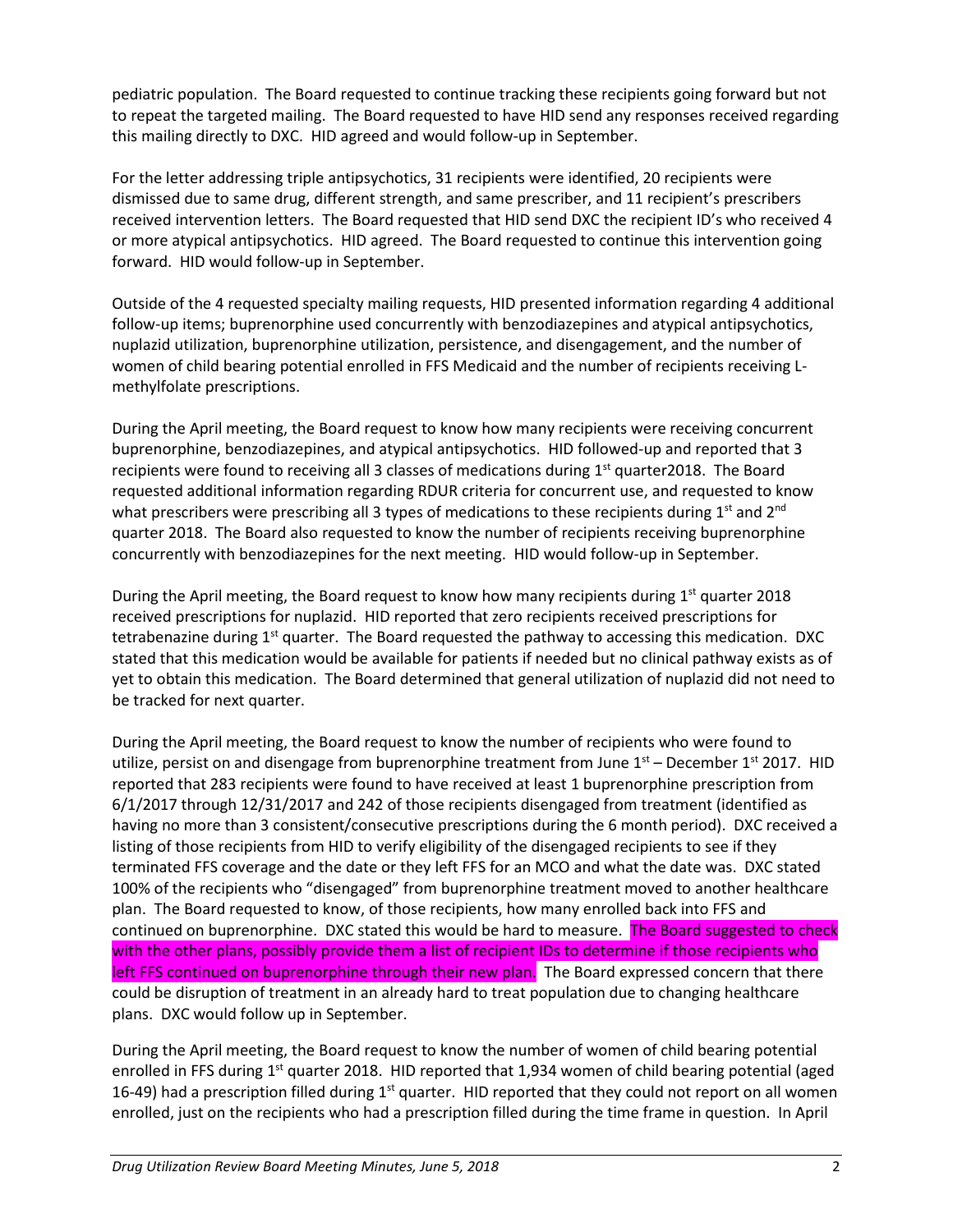pediatric population. The Board requested to continue tracking these recipients going forward but not to repeat the targeted mailing. The Board requested to have HID send any responses received regarding this mailing directly to DXC. HID agreed and would follow-up in September.

For the letter addressing triple antipsychotics, 31 recipients were identified, 20 recipients were dismissed due to same drug, different strength, and same prescriber, and 11 recipient's prescribers received intervention letters. The Board requested that HID send DXC the recipient ID's who received 4 or more atypical antipsychotics. HID agreed. The Board requested to continue this intervention going forward. HID would follow-up in September.

Outside of the 4 requested specialty mailing requests, HID presented information regarding 4 additional follow-up items; buprenorphine used concurrently with benzodiazepines and atypical antipsychotics, nuplazid utilization, buprenorphine utilization, persistence, and disengagement, and the number of women of child bearing potential enrolled in FFS Medicaid and the number of recipients receiving L-methylfolate prescriptions.

During the April meeting, the Board request to know how many recipients were receiving concurrent buprenorphine, benzodiazepines, and atypical antipsychotics. HID followed-up and reported that 3 recipients were found to receiving all 3 classes of medications during 1st quarter2018. The Board requested additional information regarding RDUR criteria for concurrent use, and requested to know what prescribers were prescribing all 3 types of medications to these recipients during 1st and 2nd quarter 2018. The Board also requested to know the number of recipients receiving buprenorphine concurrently with benzodiazepines for the next meeting. HID would follow-up in September.

During the April meeting, the Board request to know how many recipients during 1st quarter 2018 received prescriptions for nuplazid. HID reported that zero recipients received prescriptions for tetrabenazine during 1st quarter. The Board requested the pathway to accessing this medication. DXC stated that this medication would be available for patients if needed but no clinical pathway exists as of yet to obtain this medication. The Board determined that general utilization of nuplazid did not need to be tracked for next quarter.

During the April meeting, the Board request to know the number of recipients who were found to utilize, persist on and disengage from buprenorphine treatment from June 1st – December 1st 2017. HID reported that 283 recipients were found to have received at least 1 buprenorphine prescription from 6/1/2017 through 12/31/2017 and 242 of those recipients disengaged from treatment (identified as having no more than 3 consistent/consecutive prescriptions during the 6 month period). DXC received a listing of those recipients from HID to verify eligibility of the disengaged recipients to see if they terminated FFS coverage and the date or they left FFS for an MCO and what the date was. DXC stated 100% of the recipients who "disengaged" from buprenorphine treatment moved to another healthcare plan. The Board requested to know, of those recipients, how many enrolled back into FFS and continued on buprenorphine. DXC stated this would be hard to measure. The Board suggested to check with the other plans, possibly provide them a list of recipient IDs to determine if those recipients who left FFS continued on buprenorphine through their new plan. The Board expressed concern that there could be disruption of treatment in an already hard to treat population due to changing healthcare plans. DXC would follow up in September.

During the April meeting, the Board request to know the number of women of child bearing potential enrolled in FFS during 1st quarter 2018. HID reported that 1,934 women of child bearing potential (aged 16-49) had a prescription filled during 1st quarter. HID reported that they could not report on all women enrolled, just on the recipients who had a prescription filled during the time frame in question. In April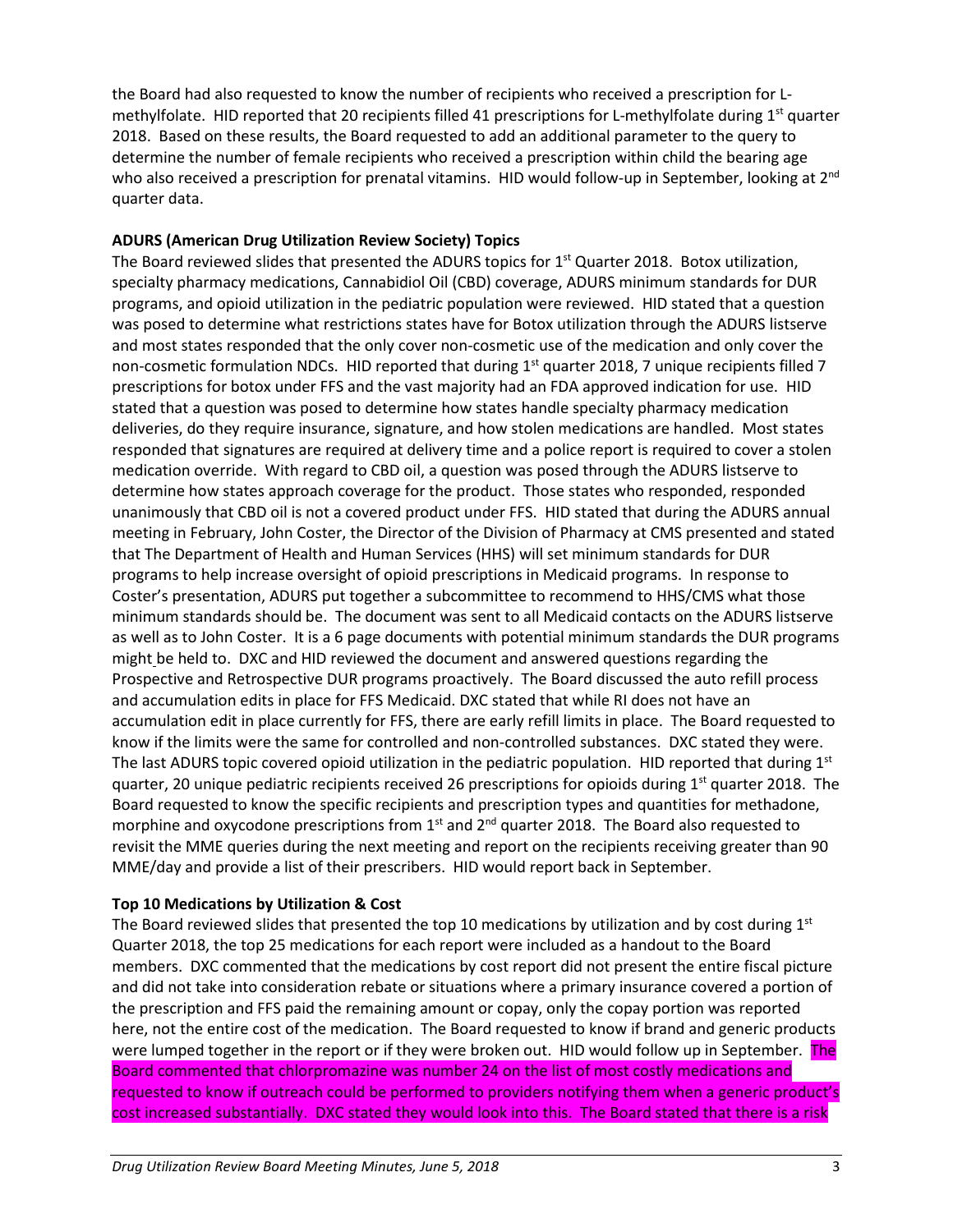the Board had also requested to know the number of recipients who received a prescription for L-methylfolate. HID reported that 20 recipients filled 41 prescriptions for L-methylfolate during 1st quarter 2018. Based on these results, the Board requested to add an additional parameter to the query to determine the number of female recipients who received a prescription within child the bearing age who also received a prescription for prenatal vitamins. HID would follow-up in September, looking at 2nd quarter data.

**ADURS (American Drug Utilization Review Society) Topics**

The Board reviewed slides that presented the ADURS topics for 1st Quarter 2018. Botox utilization, specialty pharmacy medications, Cannabidiol Oil (CBD) coverage, ADURS minimum standards for DUR programs, and opioid utilization in the pediatric population were reviewed. HID stated that a question was posed to determine what restrictions states have for Botox utilization through the ADURS listserve and most states responded that the only cover non-cosmetic use of the medication and only cover the non-cosmetic formulation NDCs. HID reported that during 1st quarter 2018, 7 unique recipients filled 7 prescriptions for botox under FFS and the vast majority had an FDA approved indication for use. HID stated that a question was posed to determine how states handle specialty pharmacy medication deliveries, do they require insurance, signature, and how stolen medications are handled. Most states responded that signatures are required at delivery time and a police report is required to cover a stolen medication override. With regard to CBD oil, a question was posed through the ADURS listserve to determine how states approach coverage for the product. Those states who responded, responded unanimously that CBD oil is not a covered product under FFS. HID stated that during the ADURS annual meeting in February, John Coster, the Director of the Division of Pharmacy at CMS presented and stated that The Department of Health and Human Services (HHS) will set minimum standards for DUR programs to help increase oversight of opioid prescriptions in Medicaid programs. In response to Coster's presentation, ADURS put together a subcommittee to recommend to HHS/CMS what those minimum standards should be. The document was sent to all Medicaid contacts on the ADURS listserve as well as to John Coster. It is a 6 page documents with potential minimum standards the DUR programs might be held to. DXC and HID reviewed the document and answered questions regarding the Prospective and Retrospective DUR programs proactively. The Board discussed the auto refill process and accumulation edits in place for FFS Medicaid. DXC stated that while RI does not have an accumulation edit in place currently for FFS, there are early refill limits in place. The Board requested to know if the limits were the same for controlled and non-controlled substances. DXC stated they were. The last ADURS topic covered opioid utilization in the pediatric population. HID reported that during 1st quarter, 20 unique pediatric recipients received 26 prescriptions for opioids during 1st quarter 2018. The Board requested to know the specific recipients and prescription types and quantities for methadone, morphine and oxycodone prescriptions from 1st and 2nd quarter 2018. The Board also requested to revisit the MME queries during the next meeting and report on the recipients receiving greater than 90 MME/day and provide a list of their prescribers. HID would report back in September.

**Top 10 Medications by Utilization & Cost**

The Board reviewed slides that presented the top 10 medications by utilization and by cost during 1st Quarter 2018, the top 25 medications for each report were included as a handout to the Board members. DXC commented that the medications by cost report did not present the entire fiscal picture and did not take into consideration rebate or situations where a primary insurance covered a portion of the prescription and FFS paid the remaining amount or copay, only the copay portion was reported here, not the entire cost of the medication. The Board requested to know if brand and generic products were lumped together in the report or if they were broken out. HID would follow up in September. The Board commented that chlorpromazine was number 24 on the list of most costly medications and requested to know if outreach could be performed to providers notifying them when a generic product's cost increased substantially. DXC stated they would look into this. The Board stated that there is a risk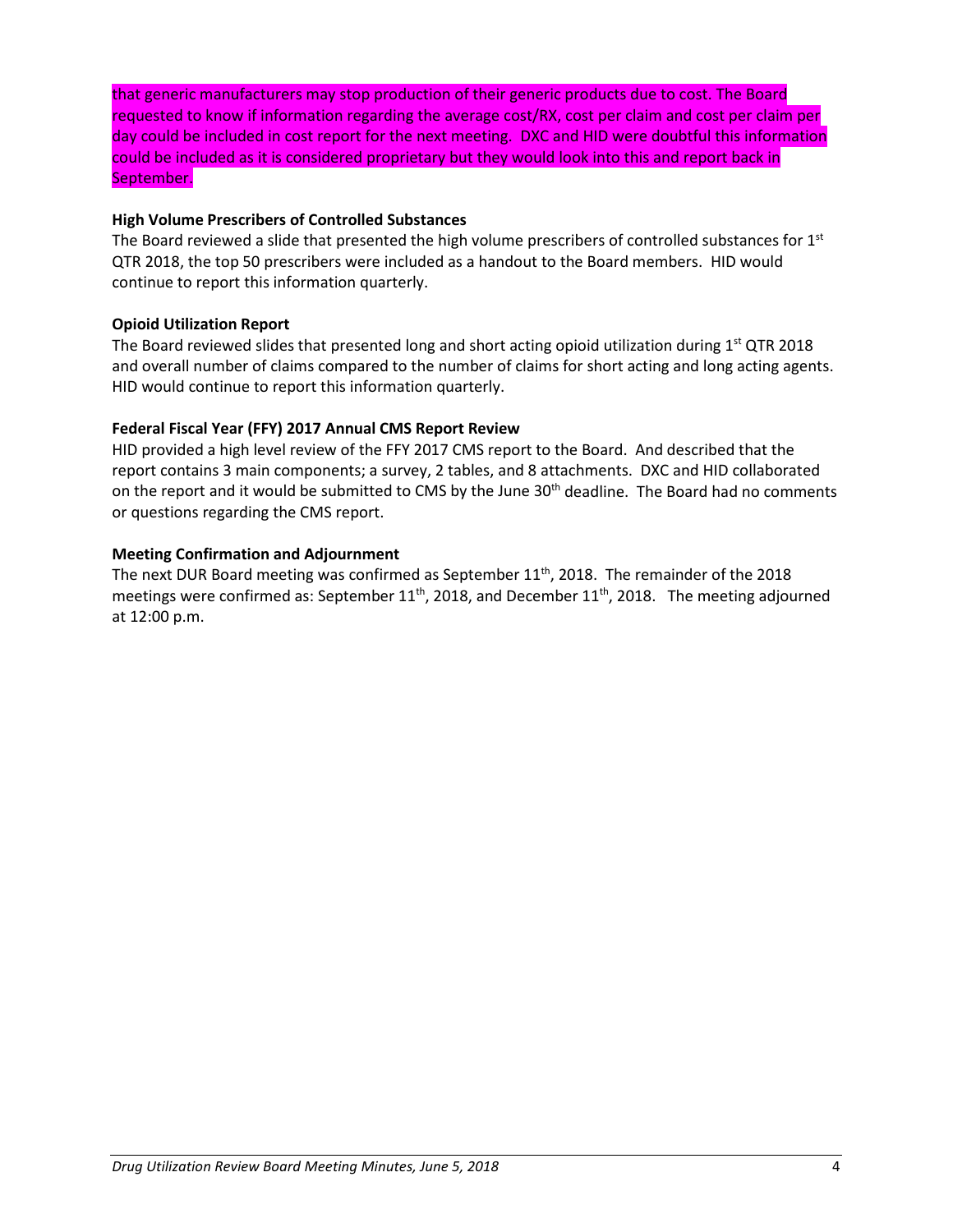that generic manufacturers may stop production of their generic products due to cost. The Board requested to know if information regarding the average cost/RX, cost per claim and cost per claim per day could be included in cost report for the next meeting. DXC and HID were doubtful this information could be included as it is considered proprietary but they would look into this and report back in September.

**High Volume Prescribers of Controlled Substances**

The Board reviewed a slide that presented the high volume prescribers of controlled substances for 1st QTR 2018, the top 50 prescribers were included as a handout to the Board members. HID would continue to report this information quarterly.

**Opioid Utilization Report**

The Board reviewed slides that presented long and short acting opioid utilization during 1st QTR 2018 and overall number of claims compared to the number of claims for short acting and long acting agents. HID would continue to report this information quarterly.

**Federal Fiscal Year (FFY) 2017 Annual CMS Report Review**

HID provided a high level review of the FFY 2017 CMS report to the Board. And described that the report contains 3 main components; a survey, 2 tables, and 8 attachments. DXC and HID collaborated on the report and it would be submitted to CMS by the June 30th deadline. The Board had no comments or questions regarding the CMS report.

**Meeting Confirmation and Adjournment**

The next DUR Board meeting was confirmed as September 11th, 2018. The remainder of the 2018 meetings were confirmed as: September 11th, 2018, and December 11th, 2018. The meeting adjourned at 12:00 p.m.